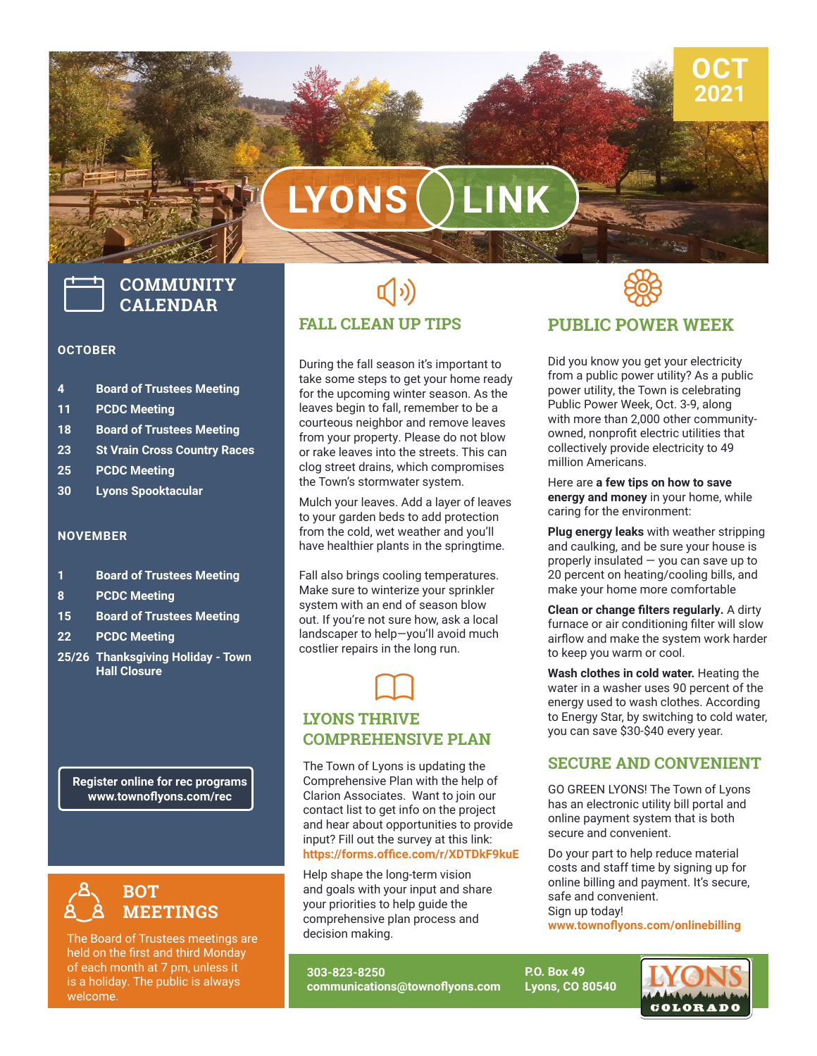# LYONS LINK

OCT 2021

## COMMUNITY CALENDAR

### OCTOBER

| | |
|---|---|
| 4 | Board of Trustees Meeting |
| 11 | PCDC Meeting |
| 18 | Board of Trustees Meeting |
| 23 | St Vrain Cross Country Races |
| 25 | PCDC Meeting |
| 30 | Lyons Spooktacular |

### NOVEMBER

| | |
|---|---|
| 1 | Board of Trustees Meeting |
| 8 | PCDC Meeting |
| 15 | Board of Trustees Meeting |
| 22 | PCDC Meeting |
| 25/26 | Thanksgiving Holiday - Town Hall Closure |

**Register online for rec programs**
**www.townoflyons.com/rec**

## BOT MEETINGS

The Board of Trustees meetings are held on the first and third Monday of each month at 7 pm, unless it is a holiday. The public is always welcome.

## FALL CLEAN UP TIPS

During the fall season it's important to take some steps to get your home ready for the upcoming winter season. As the leaves begin to fall, remember to be a courteous neighbor and remove leaves from your property. Please do not blow or rake leaves into the streets. This can clog street drains, which compromises the Town's stormwater system.

Mulch your leaves. Add a layer of leaves to your garden beds to add protection from the cold, wet weather and you'll have healthier plants in the springtime.

Fall also brings cooling temperatures. Make sure to winterize your sprinkler system with an end of season blow out. If you're not sure how, ask a local landscaper to help—you'll avoid much costlier repairs in the long run.

## LYONS THRIVE COMPREHENSIVE PLAN

The Town of Lyons is updating the Comprehensive Plan with the help of Clarion Associates. Want to join our contact list to get info on the project and hear about opportunities to provide input? Fill out the survey at this link: **https://forms.office.com/r/XDTDkF9kuE**

Help shape the long-term vision and goals with your input and share your priorities to help guide the comprehensive plan process and decision making.

## PUBLIC POWER WEEK

Did you know you get your electricity from a public power utility? As a public power utility, the Town is celebrating Public Power Week, Oct. 3-9, along with more than 2,000 other community-owned, nonprofit electric utilities that collectively provide electricity to 49 million Americans.

Here are **a few tips on how to save energy and money** in your home, while caring for the environment:

**Plug energy leaks** with weather stripping and caulking, and be sure your house is properly insulated — you can save up to 20 percent on heating/cooling bills, and make your home more comfortable

**Clean or change filters regularly.** A dirty furnace or air conditioning filter will slow airflow and make the system work harder to keep you warm or cool.

**Wash clothes in cold water.** Heating the water in a washer uses 90 percent of the energy used to wash clothes. According to Energy Star, by switching to cold water, you can save $30-$40 every year.

## SECURE AND CONVENIENT

GO GREEN LYONS! The Town of Lyons has an electronic utility bill portal and online payment system that is both secure and convenient.

Do your part to help reduce material costs and staff time by signing up for online billing and payment. It's secure, safe and convenient.
Sign up today!
**www.townoflyons.com/onlinebilling**

**303-823-8250**
**communications@townoflyons.com**

**P.O. Box 49**
**Lyons, CO 80540**

LYONS COLORADO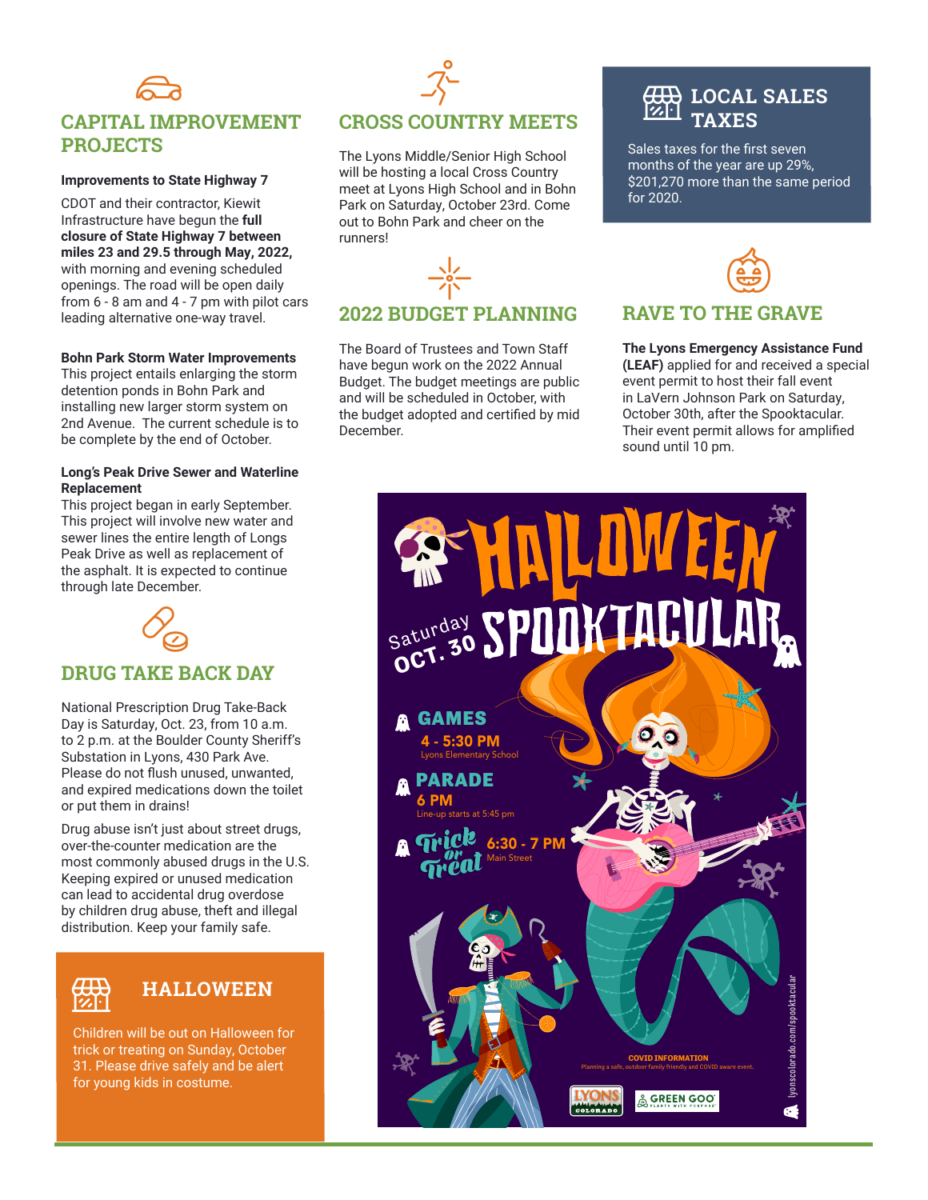## CAPITAL IMPROVEMENT PROJECTS

**Improvements to State Highway 7**

CDOT and their contractor, Kiewit Infrastructure have begun the **full closure of State Highway 7 between miles 23 and 29.5 through May, 2022,** with morning and evening scheduled openings. The road will be open daily from 6 - 8 am and 4 - 7 pm with pilot cars leading alternative one-way travel.

**Bohn Park Storm Water Improvements**

This project entails enlarging the storm detention ponds in Bohn Park and installing new larger storm sewer system on 2nd Avenue. The current schedule is to be complete by the end of October.

**Long's Peak Drive Sewer and Waterline Replacement**

This project began in early September. This project will involve new water and sewer lines the entire length of Longs Peak Drive as well as replacement of the asphalt. It is expected to continue through late December.

## DRUG TAKE BACK DAY

National Prescription Drug Take-Back Day is Saturday, Oct. 23, from 10 a.m. to 2 p.m. at the Boulder County Sheriff's Substation in Lyons, 430 Park Ave. Please do not flush unused, unwanted, and expired medications down the toilet or put them in drains!

Drug abuse isn't just about street drugs, over-the-counter medication are the most commonly abused drugs in the U.S. Keeping expired or unused medication can lead to accidental drug overdose by children drug abuse, theft and illegal distribution. Keep your family safe.

## HALLOWEEN

Children will be out on Halloween for trick or treating on Sunday, October 31. Please drive safely and be alert for young kids in costume.

## CROSS COUNTRY MEETS

The Lyons Middle/Senior High School will be hosting a local Cross Country meet at Lyons High School and in Bohn Park on Saturday, October 23rd. Come out to Bohn Park and cheer on the runners!

## 2022 BUDGET PLANNING

The Board of Trustees and Town Staff have begun work on the 2022 Annual Budget. The budget meetings are public and will be scheduled in October, with the budget adopted and certified by mid December.

## LOCAL SALES TAXES

Sales taxes for the first seven months of the year are up 29%, $201,270 more than the same period for 2020.

## RAVE TO THE GRAVE

**The Lyons Emergency Assistance Fund (LEAF)** applied for and received a special event permit to host their fall event in LaVern Johnson Park on Saturday, October 30th, after the Spooktacular. Their event permit allows for amplified sound until 10 pm.

## HALLOWEEN SPOOKTACULAR

Saturday OCT. 30

**GAMES**
4 - 5:30 PM
Lyons Elementary School

**PARADE**
6 PM
Line-up starts at 5:45 pm

**Trick or Treat**
6:30 - 7 PM
Main Street

COVID INFORMATION
Planning a safe, outdoor family friendly and COVID aware event.

lyonscolorado.com/spooktacular

LYONS COLORADO

GREEN GOO